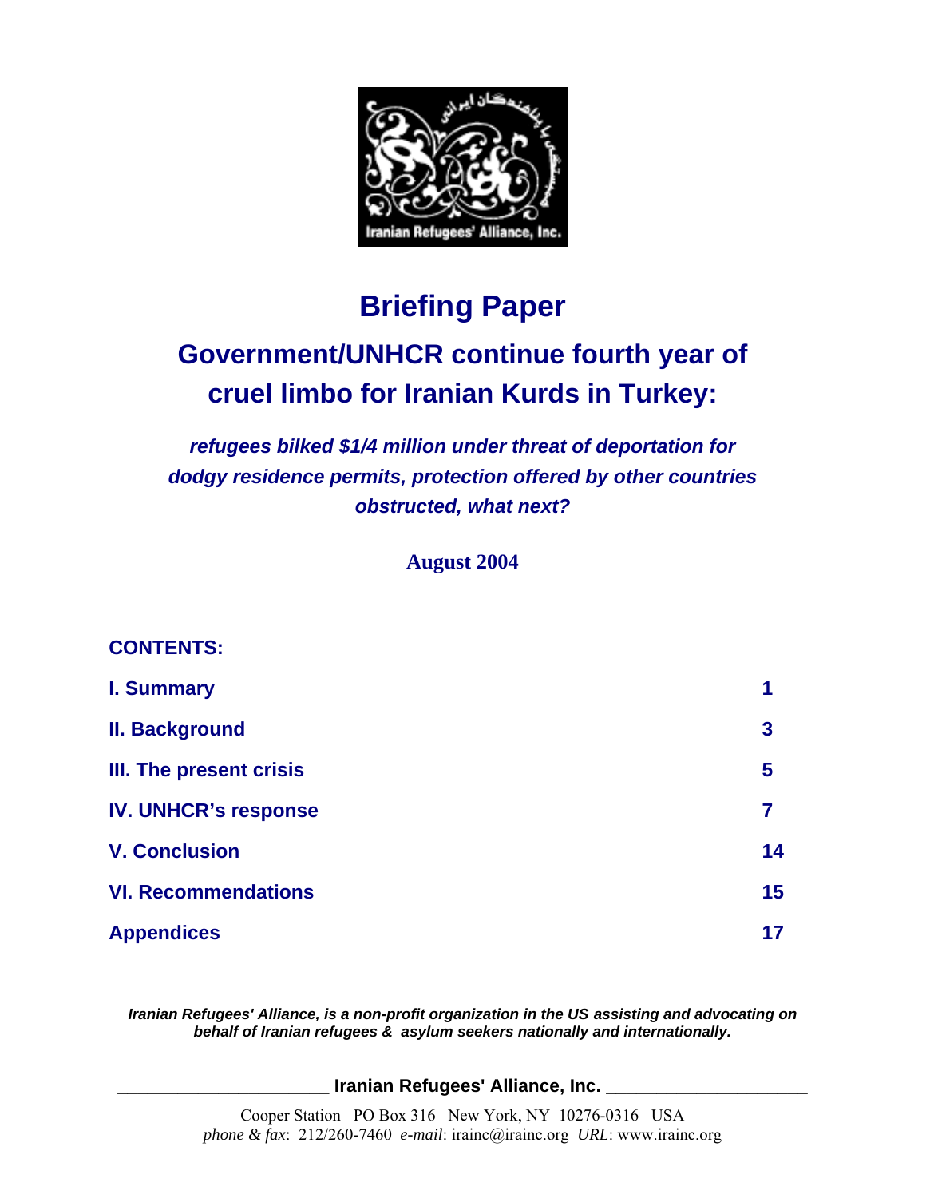# Briefing Paper

## Government/UNHCR continue fourth year of cruel limbo for Iranian Kurds in Turkey:

***refugees bilked $1/4 million under threat of deportation for dodgy residence permits, protection offered by other countries obstructed, what next?***

**August 2004**

---

**CONTENTS:**

| | |
|---|---|
| **I. Summary** | **1** |
| **II. Background** | **3** |
| **III. The present crisis** | **5** |
| **IV. UNHCR's response** | **7** |
| **V. Conclusion** | **14** |
| **VI. Recommendations** | **15** |
| **Appendices** | **17** |

***Iranian Refugees' Alliance, is a non-profit organization in the US assisting and advocating on behalf of Iranian refugees & asylum seekers nationally and internationally.***

**Iranian Refugees' Alliance, Inc.**

Cooper Station PO Box 316 New York, NY 10276-0316 USA
*phone & fax*: 212/260-7460 *e-mail*: irainc@irainc.org *URL*: www.irainc.org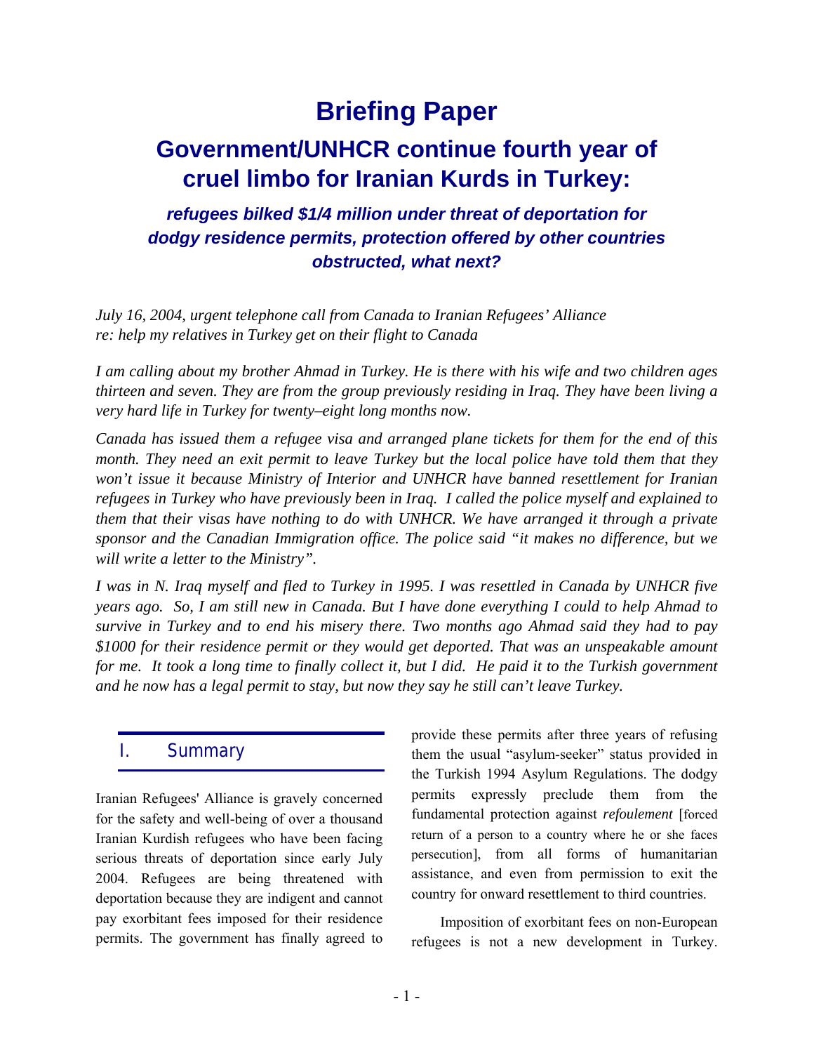# Briefing Paper

## Government/UNHCR continue fourth year of cruel limbo for Iranian Kurds in Turkey:

### *refugees bilked $1/4 million under threat of deportation for dodgy residence permits, protection offered by other countries obstructed, what next?*

*July 16, 2004, urgent telephone call from Canada to Iranian Refugees' Alliance re: help my relatives in Turkey get on their flight to Canada*

*I am calling about my brother Ahmad in Turkey. He is there with his wife and two children ages thirteen and seven. They are from the group previously residing in Iraq. They have been living a very hard life in Turkey for twenty–eight long months now.*

*Canada has issued them a refugee visa and arranged plane tickets for them for the end of this month. They need an exit permit to leave Turkey but the local police have told them that they won't issue it because Ministry of Interior and UNHCR have banned resettlement for Iranian refugees in Turkey who have previously been in Iraq. I called the police myself and explained to them that their visas have nothing to do with UNHCR. We have arranged it through a private sponsor and the Canadian Immigration office. The police said "it makes no difference, but we will write a letter to the Ministry".*

*I was in N. Iraq myself and fled to Turkey in 1995. I was resettled in Canada by UNHCR five years ago. So, I am still new in Canada. But I have done everything I could to help Ahmad to survive in Turkey and to end his misery there. Two months ago Ahmad said they had to pay $1000 for their residence permit or they would get deported. That was an unspeakable amount for me. It took a long time to finally collect it, but I did. He paid it to the Turkish government and he now has a legal permit to stay, but now they say he still can't leave Turkey.*

## I. Summary

Iranian Refugees' Alliance is gravely concerned for the safety and well-being of over a thousand Iranian Kurdish refugees who have been facing serious threats of deportation since early July 2004. Refugees are being threatened with deportation because they are indigent and cannot pay exorbitant fees imposed for their residence permits. The government has finally agreed to provide these permits after three years of refusing them the usual "asylum-seeker" status provided in the Turkish 1994 Asylum Regulations. The dodgy permits expressly preclude them from the fundamental protection against *refoulement* [forced return of a person to a country where he or she faces persecution], from all forms of humanitarian assistance, and even from permission to exit the country for onward resettlement to third countries.

Imposition of exorbitant fees on non-European refugees is not a new development in Turkey.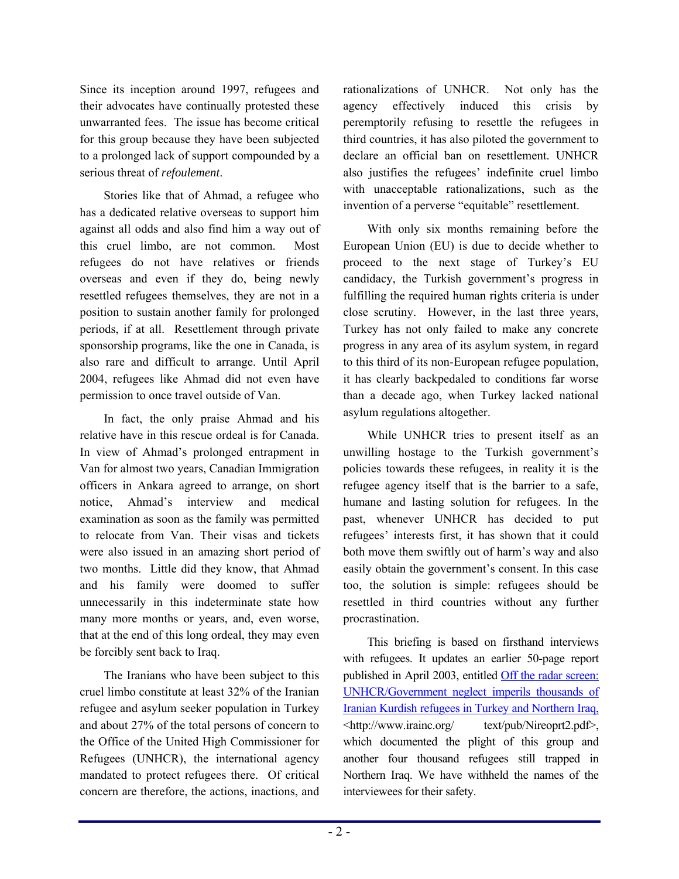Since its inception around 1997, refugees and their advocates have continually protested these unwarranted fees. The issue has become critical for this group because they have been subjected to a prolonged lack of support compounded by a serious threat of *refoulement*.

Stories like that of Ahmad, a refugee who has a dedicated relative overseas to support him against all odds and also find him a way out of this cruel limbo, are not common. Most refugees do not have relatives or friends overseas and even if they do, being newly resettled refugees themselves, they are not in a position to sustain another family for prolonged periods, if at all. Resettlement through private sponsorship programs, like the one in Canada, is also rare and difficult to arrange. Until April 2004, refugees like Ahmad did not even have permission to once travel outside of Van.

In fact, the only praise Ahmad and his relative have in this rescue ordeal is for Canada. In view of Ahmad's prolonged entrapment in Van for almost two years, Canadian Immigration officers in Ankara agreed to arrange, on short notice, Ahmad's interview and medical examination as soon as the family was permitted to relocate from Van. Their visas and tickets were also issued in an amazing short period of two months. Little did they know, that Ahmad and his family were doomed to suffer unnecessarily in this indeterminate state how many more months or years, and, even worse, that at the end of this long ordeal, they may even be forcibly sent back to Iraq.

The Iranians who have been subject to this cruel limbo constitute at least 32% of the Iranian refugee and asylum seeker population in Turkey and about 27% of the total persons of concern to the Office of the United High Commissioner for Refugees (UNHCR), the international agency mandated to protect refugees there. Of critical concern are therefore, the actions, inactions, and rationalizations of UNHCR. Not only has the agency effectively induced this crisis by peremptorily refusing to resettle the refugees in third countries, it has also piloted the government to declare an official ban on resettlement. UNHCR also justifies the refugees' indefinite cruel limbo with unacceptable rationalizations, such as the invention of a perverse "equitable" resettlement.

With only six months remaining before the European Union (EU) is due to decide whether to proceed to the next stage of Turkey's EU candidacy, the Turkish government's progress in fulfilling the required human rights criteria is under close scrutiny. However, in the last three years, Turkey has not only failed to make any concrete progress in any area of its asylum system, in regard to this third of its non-European refugee population, it has clearly backpedaled to conditions far worse than a decade ago, when Turkey lacked national asylum regulations altogether.

While UNHCR tries to present itself as an unwilling hostage to the Turkish government's policies towards these refugees, in reality it is the refugee agency itself that is the barrier to a safe, humane and lasting solution for refugees. In the past, whenever UNHCR has decided to put refugees' interests first, it has shown that it could both move them swiftly out of harm's way and also easily obtain the government's consent. In this case too, the solution is simple: refugees should be resettled in third countries without any further procrastination.

This briefing is based on firsthand interviews with refugees. It updates an earlier 50-page report published in April 2003, entitled [Off the radar screen: UNHCR/Government neglect imperils thousands of Iranian Kurdish refugees in Turkey and Northern Iraq,](http://www.irainc.org/text/pub/Nireoprt2.pdf) <http://www.irainc.org/ text/pub/Nireoprt2.pdf>, which documented the plight of this group and another four thousand refugees still trapped in Northern Iraq. We have withheld the names of the interviewees for their safety.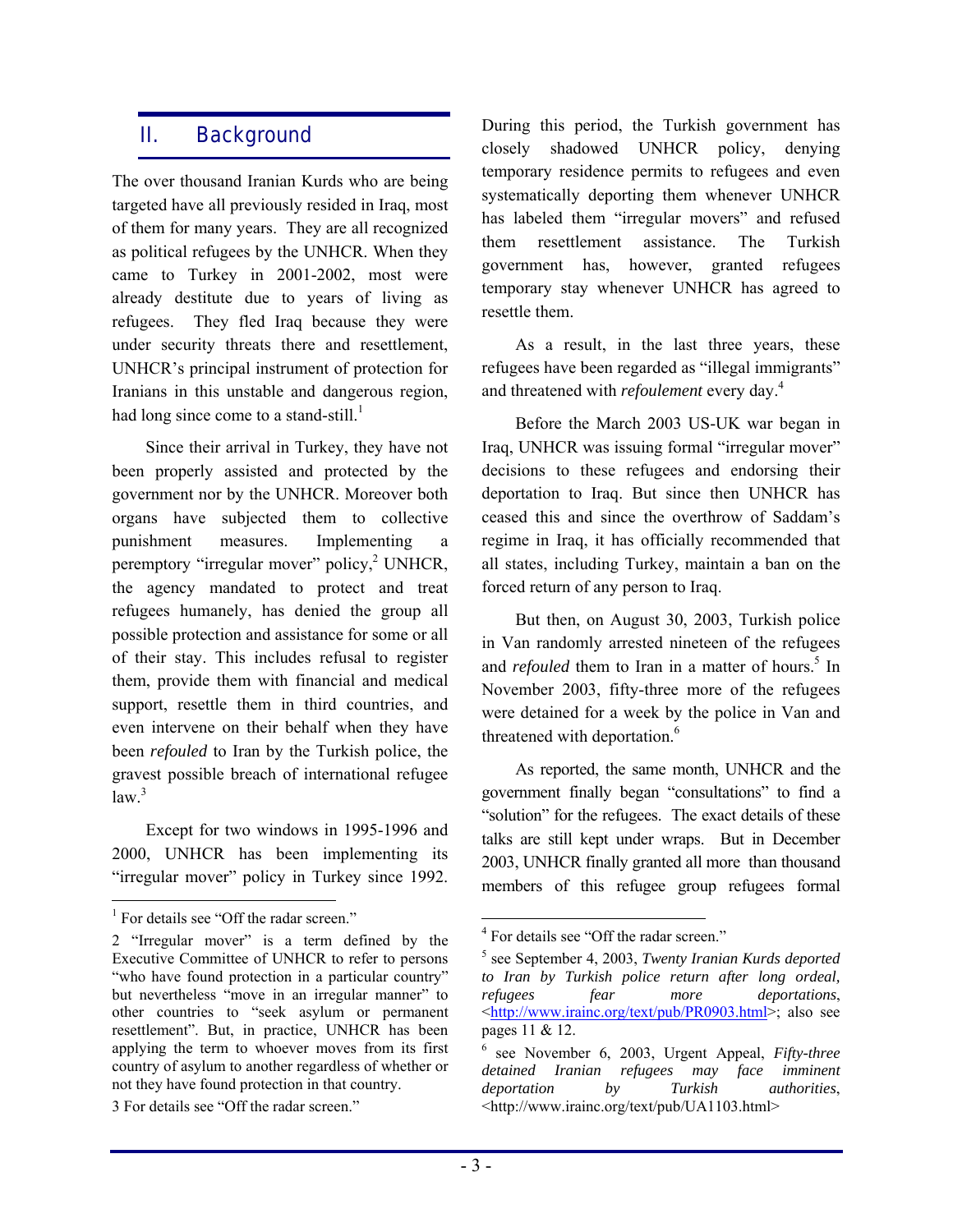## II. Background

The over thousand Iranian Kurds who are being targeted have all previously resided in Iraq, most of them for many years. They are all recognized as political refugees by the UNHCR. When they came to Turkey in 2001-2002, most were already destitute due to years of living as refugees. They fled Iraq because they were under security threats there and resettlement, UNHCR's principal instrument of protection for Iranians in this unstable and dangerous region, had long since come to a stand-still.[1]

Since their arrival in Turkey, they have not been properly assisted and protected by the government nor by the UNHCR. Moreover both organs have subjected them to collective punishment measures. Implementing a peremptory "irregular mover" policy,[2] UNHCR, the agency mandated to protect and treat refugees humanely, has denied the group all possible protection and assistance for some or all of their stay. This includes refusal to register them, provide them with financial and medical support, resettle them in third countries, and even intervene on their behalf when they have been *refouled* to Iran by the Turkish police, the gravest possible breach of international refugee law.[3]

Except for two windows in 1995-1996 and 2000, UNHCR has been implementing its "irregular mover" policy in Turkey since 1992. During this period, the Turkish government has closely shadowed UNHCR policy, denying temporary residence permits to refugees and even systematically deporting them whenever UNHCR has labeled them "irregular movers" and refused them resettlement assistance. The Turkish government has, however, granted refugees temporary stay whenever UNHCR has agreed to resettle them.

As a result, in the last three years, these refugees have been regarded as "illegal immigrants" and threatened with *refoulement* every day.[4]

Before the March 2003 US-UK war began in Iraq, UNHCR was issuing formal "irregular mover" decisions to these refugees and endorsing their deportation to Iraq. But since then UNHCR has ceased this and since the overthrow of Saddam's regime in Iraq, it has officially recommended that all states, including Turkey, maintain a ban on the forced return of any person to Iraq.

But then, on August 30, 2003, Turkish police in Van randomly arrested nineteen of the refugees and *refouled* them to Iran in a matter of hours.[5] In November 2003, fifty-three more of the refugees were detained for a week by the police in Van and threatened with deportation.[6]

As reported, the same month, UNHCR and the government finally began "consultations" to find a "solution" for the refugees. The exact details of these talks are still kept under wraps. But in December 2003, UNHCR finally granted all more than thousand members of this refugee group refugees formal

---

[1] For details see "Off the radar screen."

[2] "Irregular mover" is a term defined by the Executive Committee of UNHCR to refer to persons "who have found protection in a particular country" but nevertheless "move in an irregular manner" to other countries to "seek asylum or permanent resettlement". But, in practice, UNHCR has been applying the term to whoever moves from its first country of asylum to another regardless of whether or not they have found protection in that country.

[3] For details see "Off the radar screen."

[4] For details see "Off the radar screen."

[5] see September 4, 2003, *Twenty Iranian Kurds deported to Iran by Turkish police return after long ordeal, refugees fear more deportations*, <http://www.irainc.org/text/pub/PR0903.html>; also see pages 11 & 12.

[6] see November 6, 2003, Urgent Appeal, *Fifty-three detained Iranian refugees may face imminent deportation by Turkish authorities*, <http://www.irainc.org/text/pub/UA1103.html>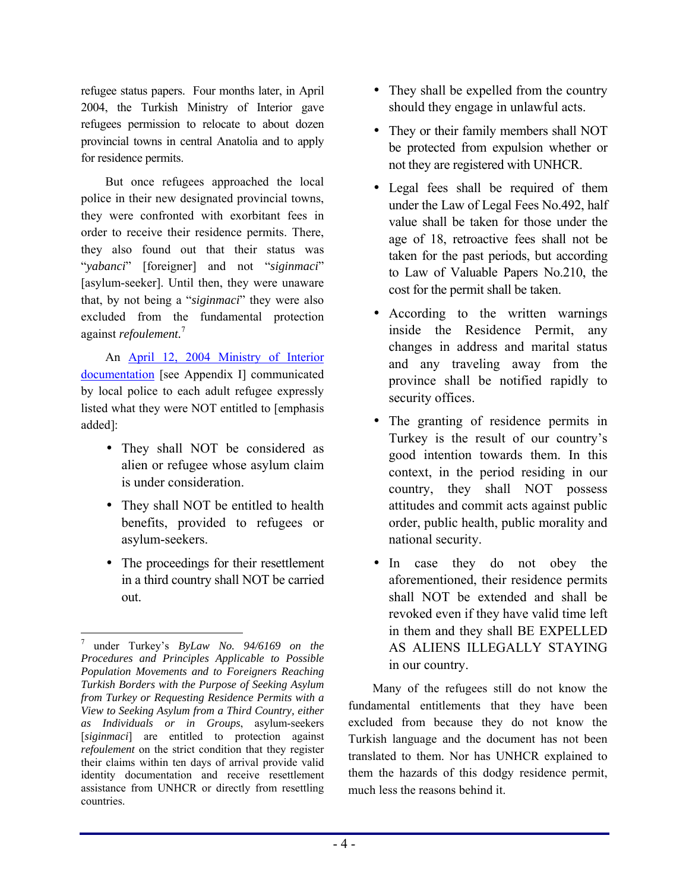refugee status papers. Four months later, in April 2004, the Turkish Ministry of Interior gave refugees permission to relocate to about dozen provincial towns in central Anatolia and to apply for residence permits.

But once refugees approached the local police in their new designated provincial towns, they were confronted with exorbitant fees in order to receive their residence permits. There, they also found out that their status was "*yabanci*" [foreigner] and not "*siginmaci*" [asylum-seeker]. Until then, they were unaware that, by not being a "*siginmaci*" they were also excluded from the fundamental protection against *refoulement.*[7]

An April 12, 2004 Ministry of Interior documentation [see Appendix I] communicated by local police to each adult refugee expressly listed what they were NOT entitled to [emphasis added]:

- They shall NOT be considered as alien or refugee whose asylum claim is under consideration.
- They shall NOT be entitled to health benefits, provided to refugees or asylum-seekers.
- The proceedings for their resettlement in a third country shall NOT be carried out.
- They shall be expelled from the country should they engage in unlawful acts.
- They or their family members shall NOT be protected from expulsion whether or not they are registered with UNHCR.
- Legal fees shall be required of them under the Law of Legal Fees No.492, half value shall be taken for those under the age of 18, retroactive fees shall not be taken for the past periods, but according to Law of Valuable Papers No.210, the cost for the permit shall be taken.
- According to the written warnings inside the Residence Permit, any changes in address and marital status and any traveling away from the province shall be notified rapidly to security offices.
- The granting of residence permits in Turkey is the result of our country's good intention towards them. In this context, in the period residing in our country, they shall NOT possess attitudes and commit acts against public order, public health, public morality and national security.
- In case they do not obey the aforementioned, their residence permits shall NOT be extended and shall be revoked even if they have valid time left in them and they shall BE EXPELLED AS ALIENS ILLEGALLY STAYING in our country.

Many of the refugees still do not know the fundamental entitlements that they have been excluded from because they do not know the Turkish language and the document has not been translated to them. Nor has UNHCR explained to them the hazards of this dodgy residence permit, much less the reasons behind it.

---

[7] under Turkey's *ByLaw No. 94/6169 on the Procedures and Principles Applicable to Possible Population Movements and to Foreigners Reaching Turkish Borders with the Purpose of Seeking Asylum from Turkey or Requesting Residence Permits with a View to Seeking Asylum from a Third Country, either as Individuals or in Groups*, asylum-seekers [*siginmaci*] are entitled to protection against *refoulement* on the strict condition that they register their claims within ten days of arrival provide valid identity documentation and receive resettlement assistance from UNHCR or directly from resettling countries.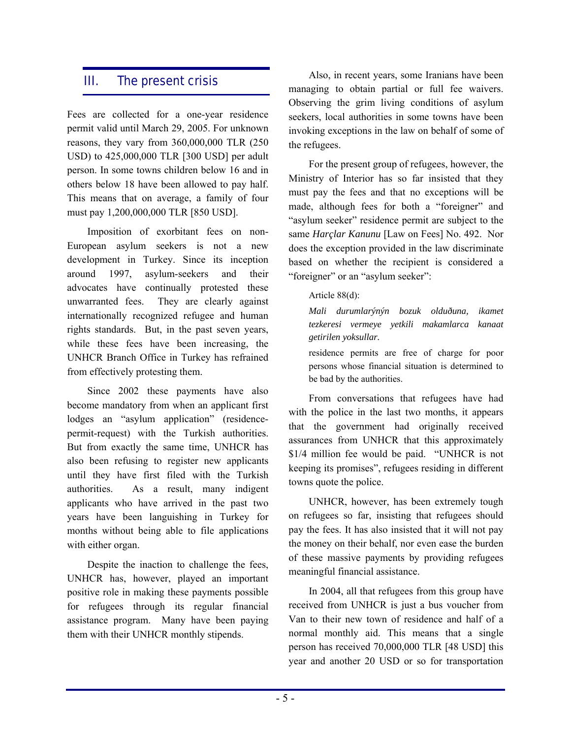## III. The present crisis

Fees are collected for a one-year residence permit valid until March 29, 2005. For unknown reasons, they vary from 360,000,000 TLR (250 USD) to 425,000,000 TLR [300 USD] per adult person. In some towns children below 16 and in others below 18 have been allowed to pay half. This means that on average, a family of four must pay 1,200,000,000 TLR [850 USD].

Imposition of exorbitant fees on non-European asylum seekers is not a new development in Turkey. Since its inception around 1997, asylum-seekers and their advocates have continually protested these unwarranted fees. They are clearly against internationally recognized refugee and human rights standards. But, in the past seven years, while these fees have been increasing, the UNHCR Branch Office in Turkey has refrained from effectively protesting them.

Since 2002 these payments have also become mandatory from when an applicant first lodges an "asylum application" (residence-permit-request) with the Turkish authorities. But from exactly the same time, UNHCR has also been refusing to register new applicants until they have first filed with the Turkish authorities. As a result, many indigent applicants who have arrived in the past two years have been languishing in Turkey for months without being able to file applications with either organ.

Despite the inaction to challenge the fees, UNHCR has, however, played an important positive role in making these payments possible for refugees through its regular financial assistance program. Many have been paying them with their UNHCR monthly stipends.

Also, in recent years, some Iranians have been managing to obtain partial or full fee waivers. Observing the grim living conditions of asylum seekers, local authorities in some towns have been invoking exceptions in the law on behalf of some of the refugees.

For the present group of refugees, however, the Ministry of Interior has so far insisted that they must pay the fees and that no exceptions will be made, although fees for both a "foreigner" and "asylum seeker" residence permit are subject to the same *Harçlar Kanunu* [Law on Fees] No. 492. Nor does the exception provided in the law discriminate based on whether the recipient is considered a "foreigner" or an "asylum seeker":

> Article 88(d):
>
> *Mali durumlarýnýn bozuk olduðuna, ikamet tezkeresi vermeye yetkili makamlarca kanaat getirilen yoksullar.*
>
> residence permits are free of charge for poor persons whose financial situation is determined to be bad by the authorities.

From conversations that refugees have had with the police in the last two months, it appears that the government had originally received assurances from UNHCR that this approximately $1/4 million fee would be paid. "UNHCR is not keeping its promises", refugees residing in different towns quote the police.

UNHCR, however, has been extremely tough on refugees so far, insisting that refugees should pay the fees. It has also insisted that it will not pay the money on their behalf, nor even ease the burden of these massive payments by providing refugees meaningful financial assistance.

In 2004, all that refugees from this group have received from UNHCR is just a bus voucher from Van to their new town of residence and half of a normal monthly aid. This means that a single person has received 70,000,000 TLR [48 USD] this year and another 20 USD or so for transportation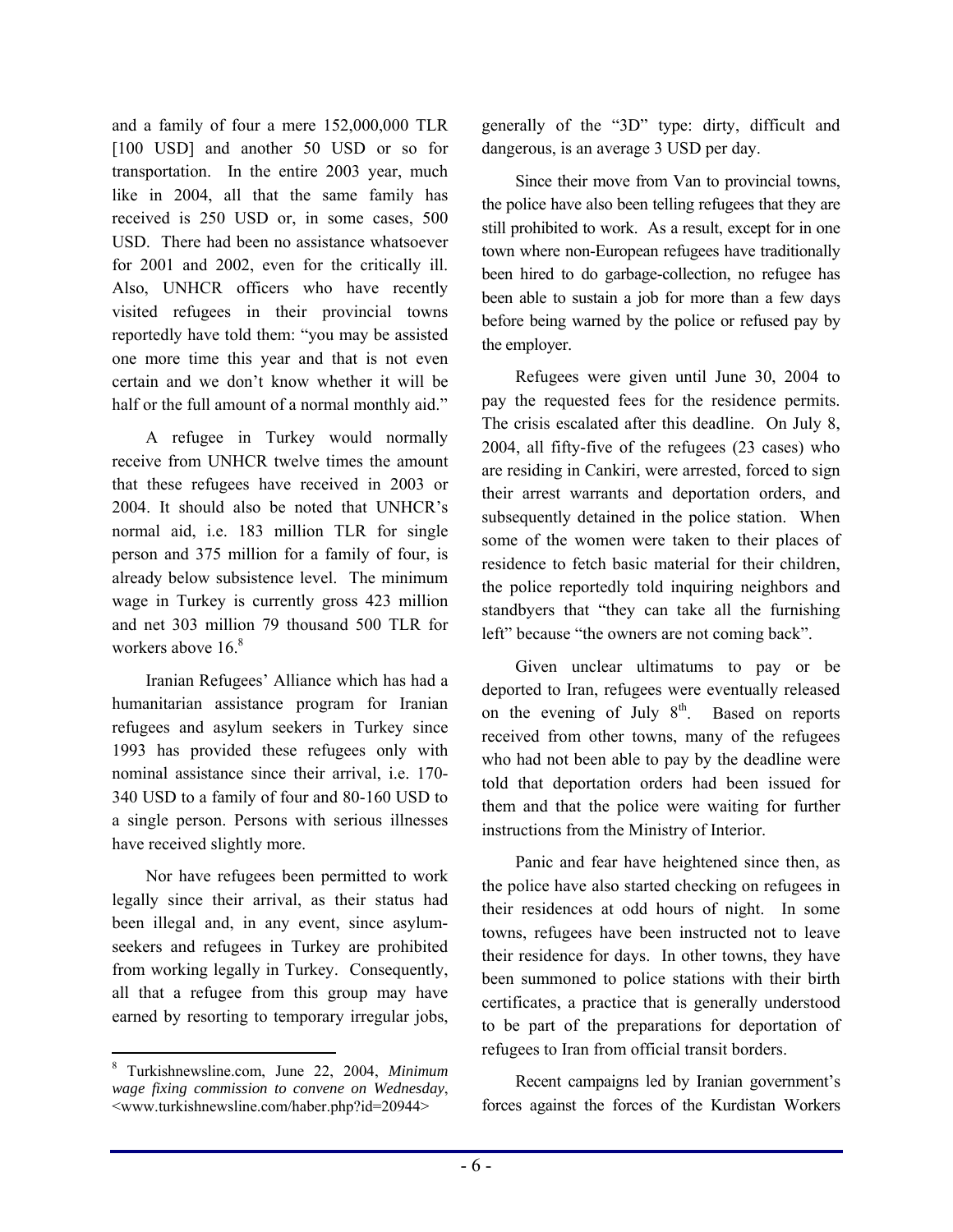and a family of four a mere 152,000,000 TLR [100 USD] and another 50 USD or so for transportation. In the entire 2003 year, much like in 2004, all that the same family has received is 250 USD or, in some cases, 500 USD. There had been no assistance whatsoever for 2001 and 2002, even for the critically ill. Also, UNHCR officers who have recently visited refugees in their provincial towns reportedly have told them: "you may be assisted one more time this year and that is not even certain and we don't know whether it will be half or the full amount of a normal monthly aid."

A refugee in Turkey would normally receive from UNHCR twelve times the amount that these refugees have received in 2003 or 2004. It should also be noted that UNHCR's normal aid, i.e. 183 million TLR for single person and 375 million for a family of four, is already below subsistence level. The minimum wage in Turkey is currently gross 423 million and net 303 million 79 thousand 500 TLR for workers above 16.[8]

Iranian Refugees' Alliance which has had a humanitarian assistance program for Iranian refugees and asylum seekers in Turkey since 1993 has provided these refugees only with nominal assistance since their arrival, i.e. 170-340 USD to a family of four and 80-160 USD to a single person. Persons with serious illnesses have received slightly more.

Nor have refugees been permitted to work legally since their arrival, as their status had been illegal and, in any event, since asylum-seekers and refugees in Turkey are prohibited from working legally in Turkey. Consequently, all that a refugee from this group may have earned by resorting to temporary irregular jobs, generally of the "3D" type: dirty, difficult and dangerous, is an average 3 USD per day.

Since their move from Van to provincial towns, the police have also been telling refugees that they are still prohibited to work. As a result, except for in one town where non-European refugees have traditionally been hired to do garbage-collection, no refugee has been able to sustain a job for more than a few days before being warned by the police or refused pay by the employer.

Refugees were given until June 30, 2004 to pay the requested fees for the residence permits. The crisis escalated after this deadline. On July 8, 2004, all fifty-five of the refugees (23 cases) who are residing in Cankiri, were arrested, forced to sign their arrest warrants and deportation orders, and subsequently detained in the police station. When some of the women were taken to their places of residence to fetch basic material for their children, the police reportedly told inquiring neighbors and standbyers that "they can take all the furnishing left" because "the owners are not coming back".

Given unclear ultimatums to pay or be deported to Iran, refugees were eventually released on the evening of July 8th. Based on reports received from other towns, many of the refugees who had not been able to pay by the deadline were told that deportation orders had been issued for them and that the police were waiting for further instructions from the Ministry of Interior.

Panic and fear have heightened since then, as the police have also started checking on refugees in their residences at odd hours of night. In some towns, refugees have been instructed not to leave their residence for days. In other towns, they have been summoned to police stations with their birth certificates, a practice that is generally understood to be part of the preparations for deportation of refugees to Iran from official transit borders.

Recent campaigns led by Iranian government's forces against the forces of the Kurdistan Workers

---

[8] Turkishnewsline.com, June 22, 2004, *Minimum wage fixing commission to convene on Wednesday*, <www.turkishnewsline.com/haber.php?id=20944>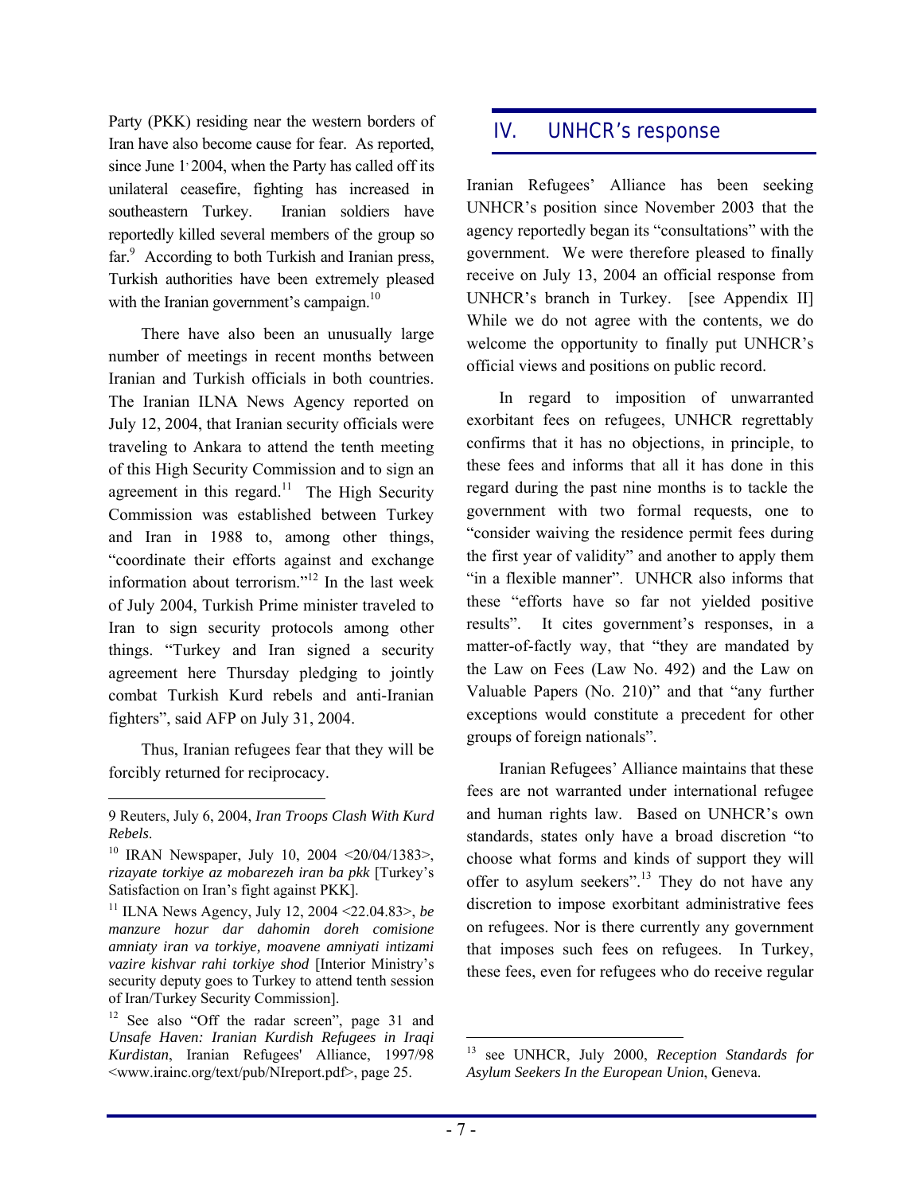Party (PKK) residing near the western borders of Iran have also become cause for fear. As reported, since June 1, 2004, when the Party has called off its unilateral ceasefire, fighting has increased in southeastern Turkey. Iranian soldiers have reportedly killed several members of the group so far.[9] According to both Turkish and Iranian press, Turkish authorities have been extremely pleased with the Iranian government's campaign.[10]

There have also been an unusually large number of meetings in recent months between Iranian and Turkish officials in both countries. The Iranian ILNA News Agency reported on July 12, 2004, that Iranian security officials were traveling to Ankara to attend the tenth meeting of this High Security Commission and to sign an agreement in this regard.[11] The High Security Commission was established between Turkey and Iran in 1988 to, among other things, "coordinate their efforts against and exchange information about terrorism."[12] In the last week of July 2004, Turkish Prime minister traveled to Iran to sign security protocols among other things. "Turkey and Iran signed a security agreement here Thursday pledging to jointly combat Turkish Kurd rebels and anti-Iranian fighters", said AFP on July 31, 2004.

Thus, Iranian refugees fear that they will be forcibly returned for reciprocacy.

9 Reuters, July 6, 2004, *Iran Troops Clash With Kurd Rebels*.

10 IRAN Newspaper, July 10, 2004 <20/04/1383>, *rizayate torkiye az mobarezeh iran ba pkk* [Turkey's Satisfaction on Iran's fight against PKK].

11 ILNA News Agency, July 12, 2004 <22.04.83>, *be manzure hozur dar dahomin doreh comisione amniaty iran va torkiye, moavene amniyati intizami vazire kishvar rahi torkiye shod* [Interior Ministry's security deputy goes to Turkey to attend tenth session of Iran/Turkey Security Commission].

12 See also "Off the radar screen", page 31 and *Unsafe Haven: Iranian Kurdish Refugees in Iraqi Kurdistan*, Iranian Refugees' Alliance, 1997/98 <www.irainc.org/text/pub/NIreport.pdf>, page 25.

## IV. UNHCR's response

Iranian Refugees' Alliance has been seeking UNHCR's position since November 2003 that the agency reportedly began its "consultations" with the government. We were therefore pleased to finally receive on July 13, 2004 an official response from UNHCR's branch in Turkey. [see Appendix II] While we do not agree with the contents, we do welcome the opportunity to finally put UNHCR's official views and positions on public record.

In regard to imposition of unwarranted exorbitant fees on refugees, UNHCR regrettably confirms that it has no objections, in principle, to these fees and informs that all it has done in this regard during the past nine months is to tackle the government with two formal requests, one to "consider waiving the residence permit fees during the first year of validity" and another to apply them "in a flexible manner". UNHCR also informs that these "efforts have so far not yielded positive results". It cites government's responses, in a matter-of-factly way, that "they are mandated by the Law on Fees (Law No. 492) and the Law on Valuable Papers (No. 210)" and that "any further exceptions would constitute a precedent for other groups of foreign nationals".

Iranian Refugees' Alliance maintains that these fees are not warranted under international refugee and human rights law. Based on UNHCR's own standards, states only have a broad discretion "to choose what forms and kinds of support they will offer to asylum seekers".[13] They do not have any discretion to impose exorbitant administrative fees on refugees. Nor is there currently any government that imposes such fees on refugees. In Turkey, these fees, even for refugees who do receive regular

13 see UNHCR, July 2000, *Reception Standards for Asylum Seekers In the European Union*, Geneva.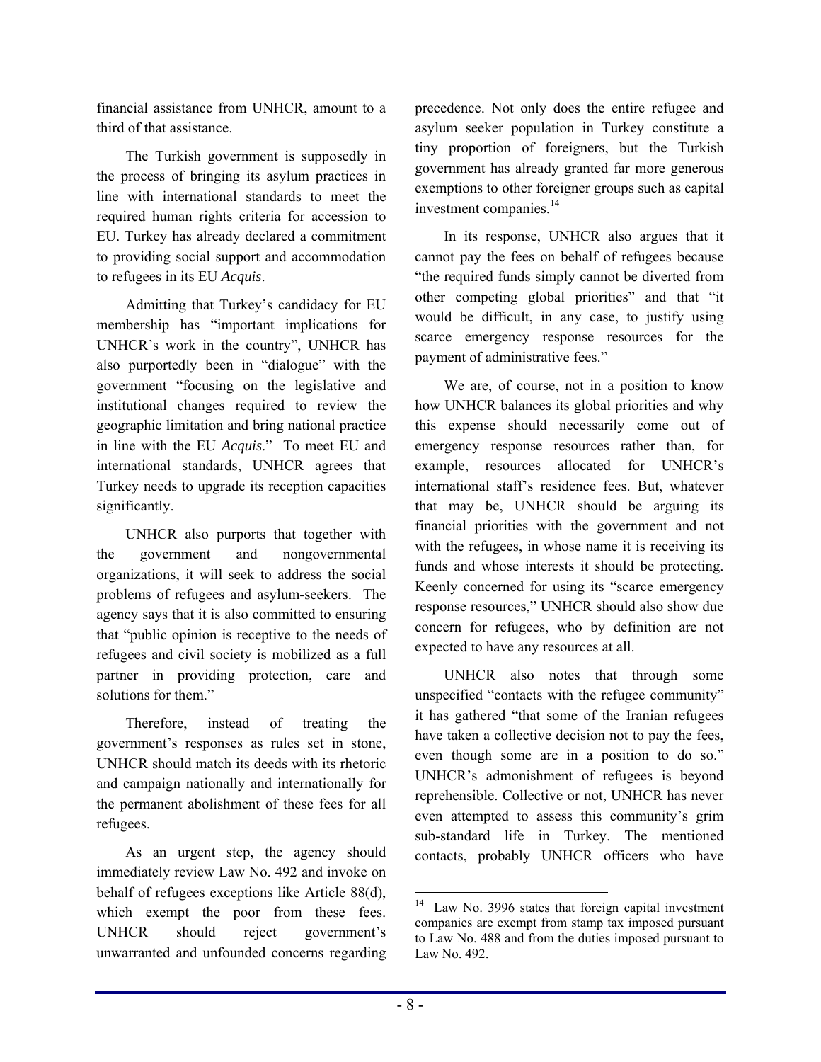financial assistance from UNHCR, amount to a third of that assistance.

The Turkish government is supposedly in the process of bringing its asylum practices in line with international standards to meet the required human rights criteria for accession to EU. Turkey has already declared a commitment to providing social support and accommodation to refugees in its EU *Acquis*.

Admitting that Turkey's candidacy for EU membership has "important implications for UNHCR's work in the country", UNHCR has also purportedly been in "dialogue" with the government "focusing on the legislative and institutional changes required to review the geographic limitation and bring national practice in line with the EU *Acquis*." To meet EU and international standards, UNHCR agrees that Turkey needs to upgrade its reception capacities significantly.

UNHCR also purports that together with the government and nongovernmental organizations, it will seek to address the social problems of refugees and asylum-seekers. The agency says that it is also committed to ensuring that "public opinion is receptive to the needs of refugees and civil society is mobilized as a full partner in providing protection, care and solutions for them."

Therefore, instead of treating the government's responses as rules set in stone, UNHCR should match its deeds with its rhetoric and campaign nationally and internationally for the permanent abolishment of these fees for all refugees.

As an urgent step, the agency should immediately review Law No. 492 and invoke on behalf of refugees exceptions like Article 88(d), which exempt the poor from these fees. UNHCR should reject government's unwarranted and unfounded concerns regarding precedence. Not only does the entire refugee and asylum seeker population in Turkey constitute a tiny proportion of foreigners, but the Turkish government has already granted far more generous exemptions to other foreigner groups such as capital investment companies.[14]

In its response, UNHCR also argues that it cannot pay the fees on behalf of refugees because "the required funds simply cannot be diverted from other competing global priorities" and that "it would be difficult, in any case, to justify using scarce emergency response resources for the payment of administrative fees."

We are, of course, not in a position to know how UNHCR balances its global priorities and why this expense should necessarily come out of emergency response resources rather than, for example, resources allocated for UNHCR's international staff's residence fees. But, whatever that may be, UNHCR should be arguing its financial priorities with the government and not with the refugees, in whose name it is receiving its funds and whose interests it should be protecting. Keenly concerned for using its "scarce emergency response resources," UNHCR should also show due concern for refugees, who by definition are not expected to have any resources at all.

UNHCR also notes that through some unspecified "contacts with the refugee community" it has gathered "that some of the Iranian refugees have taken a collective decision not to pay the fees, even though some are in a position to do so." UNHCR's admonishment of refugees is beyond reprehensible. Collective or not, UNHCR has never even attempted to assess this community's grim sub-standard life in Turkey. The mentioned contacts, probably UNHCR officers who have

[14] Law No. 3996 states that foreign capital investment companies are exempt from stamp tax imposed pursuant to Law No. 488 and from the duties imposed pursuant to Law No. 492.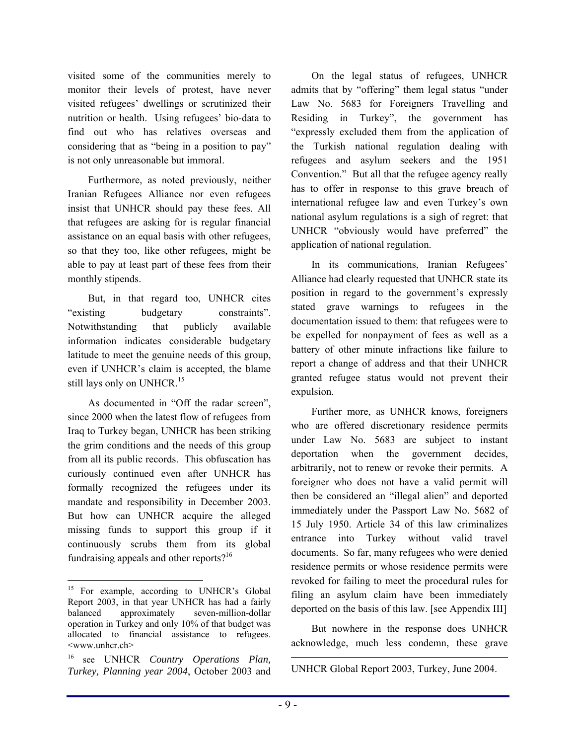visited some of the communities merely to monitor their levels of protest, have never visited refugees' dwellings or scrutinized their nutrition or health. Using refugees' bio-data to find out who has relatives overseas and considering that as "being in a position to pay" is not only unreasonable but immoral.

Furthermore, as noted previously, neither Iranian Refugees Alliance nor even refugees insist that UNHCR should pay these fees. All that refugees are asking for is regular financial assistance on an equal basis with other refugees, so that they too, like other refugees, might be able to pay at least part of these fees from their monthly stipends.

But, in that regard too, UNHCR cites "existing budgetary constraints". Notwithstanding that publicly available information indicates considerable budgetary latitude to meet the genuine needs of this group, even if UNHCR's claim is accepted, the blame still lays only on UNHCR.[15]

As documented in "Off the radar screen", since 2000 when the latest flow of refugees from Iraq to Turkey began, UNHCR has been striking the grim conditions and the needs of this group from all its public records. This obfuscation has curiously continued even after UNHCR has formally recognized the refugees under its mandate and responsibility in December 2003. But how can UNHCR acquire the alleged missing funds to support this group if it continuously scrubs them from its global fundraising appeals and other reports?[16]

On the legal status of refugees, UNHCR admits that by "offering" them legal status "under Law No. 5683 for Foreigners Travelling and Residing in Turkey", the government has "expressly excluded them from the application of the Turkish national regulation dealing with refugees and asylum seekers and the 1951 Convention." But all that the refugee agency really has to offer in response to this grave breach of international refugee law and even Turkey's own national asylum regulations is a sigh of regret: that UNHCR "obviously would have preferred" the application of national regulation.

In its communications, Iranian Refugees' Alliance had clearly requested that UNHCR state its position in regard to the government's expressly stated grave warnings to refugees in the documentation issued to them: that refugees were to be expelled for nonpayment of fees as well as a battery of other minute infractions like failure to report a change of address and that their UNHCR granted refugee status would not prevent their expulsion.

Further more, as UNHCR knows, foreigners who are offered discretionary residence permits under Law No. 5683 are subject to instant deportation when the government decides, arbitrarily, not to renew or revoke their permits. A foreigner who does not have a valid permit will then be considered an "illegal alien" and deported immediately under the Passport Law No. 5682 of 15 July 1950. Article 34 of this law criminalizes entrance into Turkey without valid travel documents. So far, many refugees who were denied residence permits or whose residence permits were revoked for failing to meet the procedural rules for filing an asylum claim have been immediately deported on the basis of this law. [see Appendix III]

But nowhere in the response does UNHCR acknowledge, much less condemn, these grave

---

[15] For example, according to UNHCR's Global Report 2003, in that year UNHCR has had a fairly balanced approximately seven-million-dollar operation in Turkey and only 10% of that budget was allocated to financial assistance to refugees. <www.unhcr.ch>

[16] see UNHCR *Country Operations Plan, Turkey, Planning year 2004*, October 2003 and UNHCR Global Report 2003, Turkey, June 2004.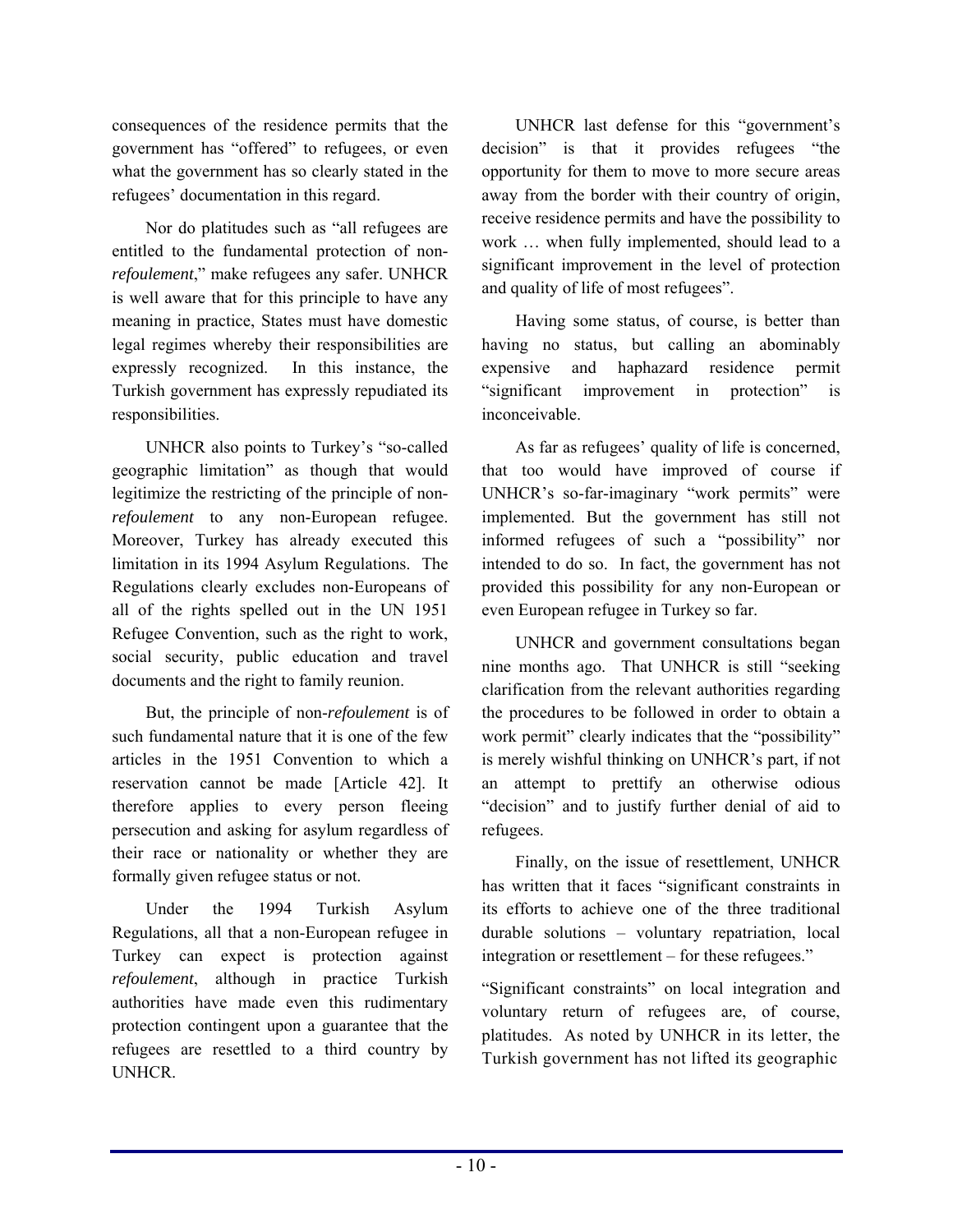consequences of the residence permits that the government has "offered" to refugees, or even what the government has so clearly stated in the refugees' documentation in this regard.

Nor do platitudes such as "all refugees are entitled to the fundamental protection of non-*refoulement*," make refugees any safer. UNHCR is well aware that for this principle to have any meaning in practice, States must have domestic legal regimes whereby their responsibilities are expressly recognized. In this instance, the Turkish government has expressly repudiated its responsibilities.

UNHCR also points to Turkey's "so-called geographic limitation" as though that would legitimize the restricting of the principle of non-*refoulement* to any non-European refugee. Moreover, Turkey has already executed this limitation in its 1994 Asylum Regulations. The Regulations clearly excludes non-Europeans of all of the rights spelled out in the UN 1951 Refugee Convention, such as the right to work, social security, public education and travel documents and the right to family reunion.

But, the principle of non-*refoulement* is of such fundamental nature that it is one of the few articles in the 1951 Convention to which a reservation cannot be made [Article 42]. It therefore applies to every person fleeing persecution and asking for asylum regardless of their race or nationality or whether they are formally given refugee status or not.

Under the 1994 Turkish Asylum Regulations, all that a non-European refugee in Turkey can expect is protection against *refoulement*, although in practice Turkish authorities have made even this rudimentary protection contingent upon a guarantee that the refugees are resettled to a third country by UNHCR.

UNHCR last defense for this "government's decision" is that it provides refugees "the opportunity for them to move to more secure areas away from the border with their country of origin, receive residence permits and have the possibility to work … when fully implemented, should lead to a significant improvement in the level of protection and quality of life of most refugees".

Having some status, of course, is better than having no status, but calling an abominably expensive and haphazard residence permit "significant improvement in protection" is inconceivable.

As far as refugees' quality of life is concerned, that too would have improved of course if UNHCR's so-far-imaginary "work permits" were implemented. But the government has still not informed refugees of such a "possibility" nor intended to do so. In fact, the government has not provided this possibility for any non-European or even European refugee in Turkey so far.

UNHCR and government consultations began nine months ago. That UNHCR is still "seeking clarification from the relevant authorities regarding the procedures to be followed in order to obtain a work permit" clearly indicates that the "possibility" is merely wishful thinking on UNHCR's part, if not an attempt to prettify an otherwise odious "decision" and to justify further denial of aid to refugees.

Finally, on the issue of resettlement, UNHCR has written that it faces "significant constraints in its efforts to achieve one of the three traditional durable solutions – voluntary repatriation, local integration or resettlement – for these refugees."

"Significant constraints" on local integration and voluntary return of refugees are, of course, platitudes. As noted by UNHCR in its letter, the Turkish government has not lifted its geographic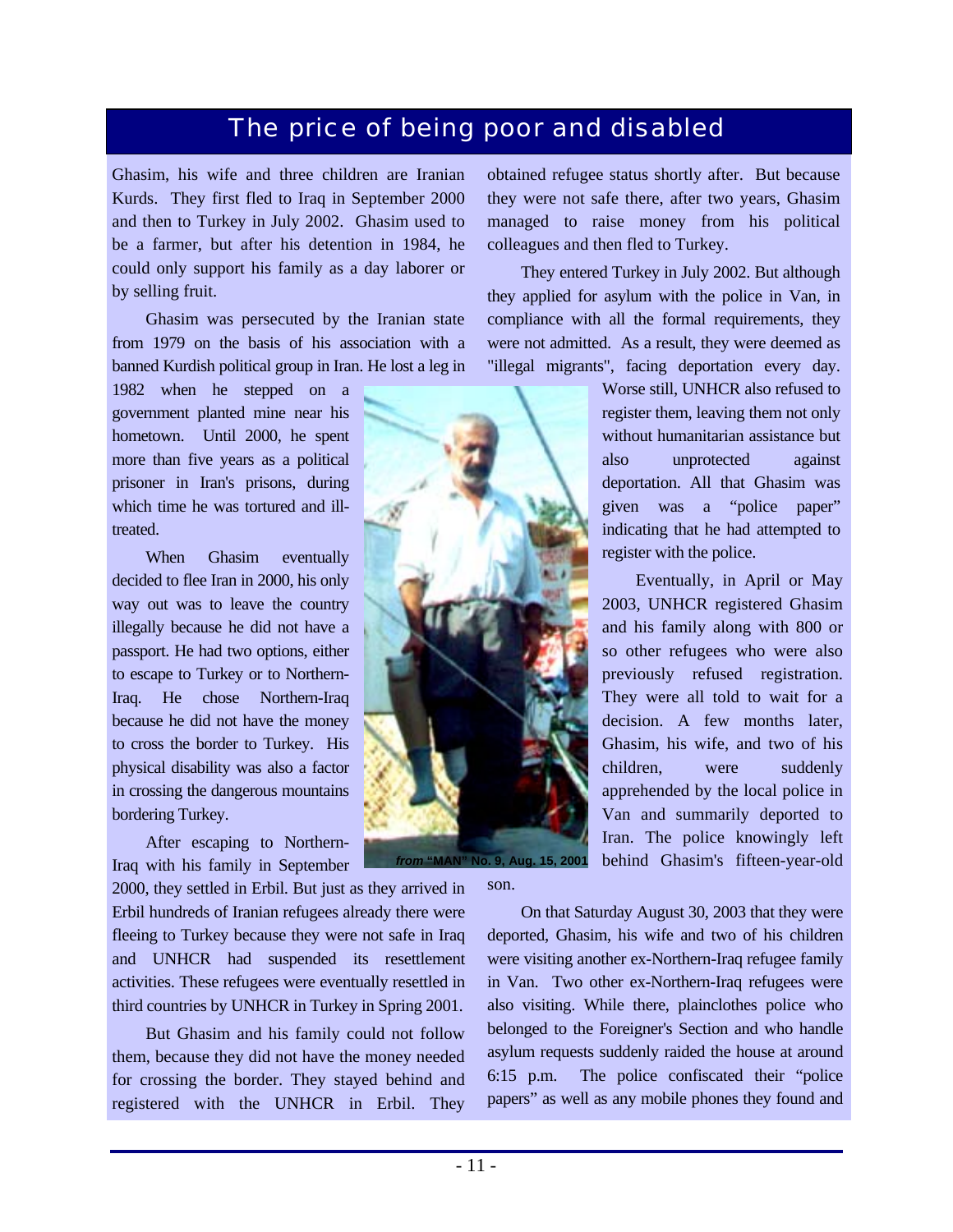# The price of being poor and disabled

Ghasim, his wife and three children are Iranian Kurds. They first fled to Iraq in September 2000 and then to Turkey in July 2002. Ghasim used to be a farmer, but after his detention in 1984, he could only support his family as a day laborer or by selling fruit.

Ghasim was persecuted by the Iranian state from 1979 on the basis of his association with a banned Kurdish political group in Iran. He lost a leg in 1982 when he stepped on a government planted mine near his hometown. Until 2000, he spent more than five years as a political prisoner in Iran's prisons, during which time he was tortured and ill-treated.

When Ghasim eventually decided to flee Iran in 2000, his only way out was to leave the country illegally because he did not have a passport. He had two options, either to escape to Turkey or to Northern-Iraq. He chose Northern-Iraq because he did not have the money to cross the border to Turkey. His physical disability was also a factor in crossing the dangerous mountains bordering Turkey.

After escaping to Northern-Iraq with his family in September 2000, they settled in Erbil. But just as they arrived in Erbil hundreds of Iranian refugees already there were fleeing to Turkey because they were not safe in Iraq and UNHCR had suspended its resettlement activities. These refugees were eventually resettled in third countries by UNHCR in Turkey in Spring 2001.

But Ghasim and his family could not follow them, because they did not have the money needed for crossing the border. They stayed behind and registered with the UNHCR in Erbil. They obtained refugee status shortly after. But because they were not safe there, after two years, Ghasim managed to raise money from his political colleagues and then fled to Turkey.

*from* **"MAN" No. 9, Aug. 15, 2001**

They entered Turkey in July 2002. But although they applied for asylum with the police in Van, in compliance with all the formal requirements, they were not admitted. As a result, they were deemed as "illegal migrants", facing deportation every day. Worse still, UNHCR also refused to register them, leaving them not only without humanitarian assistance but also unprotected against deportation. All that Ghasim was given was a "police paper" indicating that he had attempted to register with the police.

Eventually, in April or May 2003, UNHCR registered Ghasim and his family along with 800 or so other refugees who were also previously refused registration. They were all told to wait for a decision. A few months later, Ghasim, his wife, and two of his children, were suddenly apprehended by the local police in Van and summarily deported to Iran. The police knowingly left behind Ghasim's fifteen-year-old son.

On that Saturday August 30, 2003 that they were deported, Ghasim, his wife and two of his children were visiting another ex-Northern-Iraq refugee family in Van. Two other ex-Northern-Iraq refugees were also visiting. While there, plainclothes police who belonged to the Foreigner's Section and who handle asylum requests suddenly raided the house at around 6:15 p.m. The police confiscated their "police papers" as well as any mobile phones they found and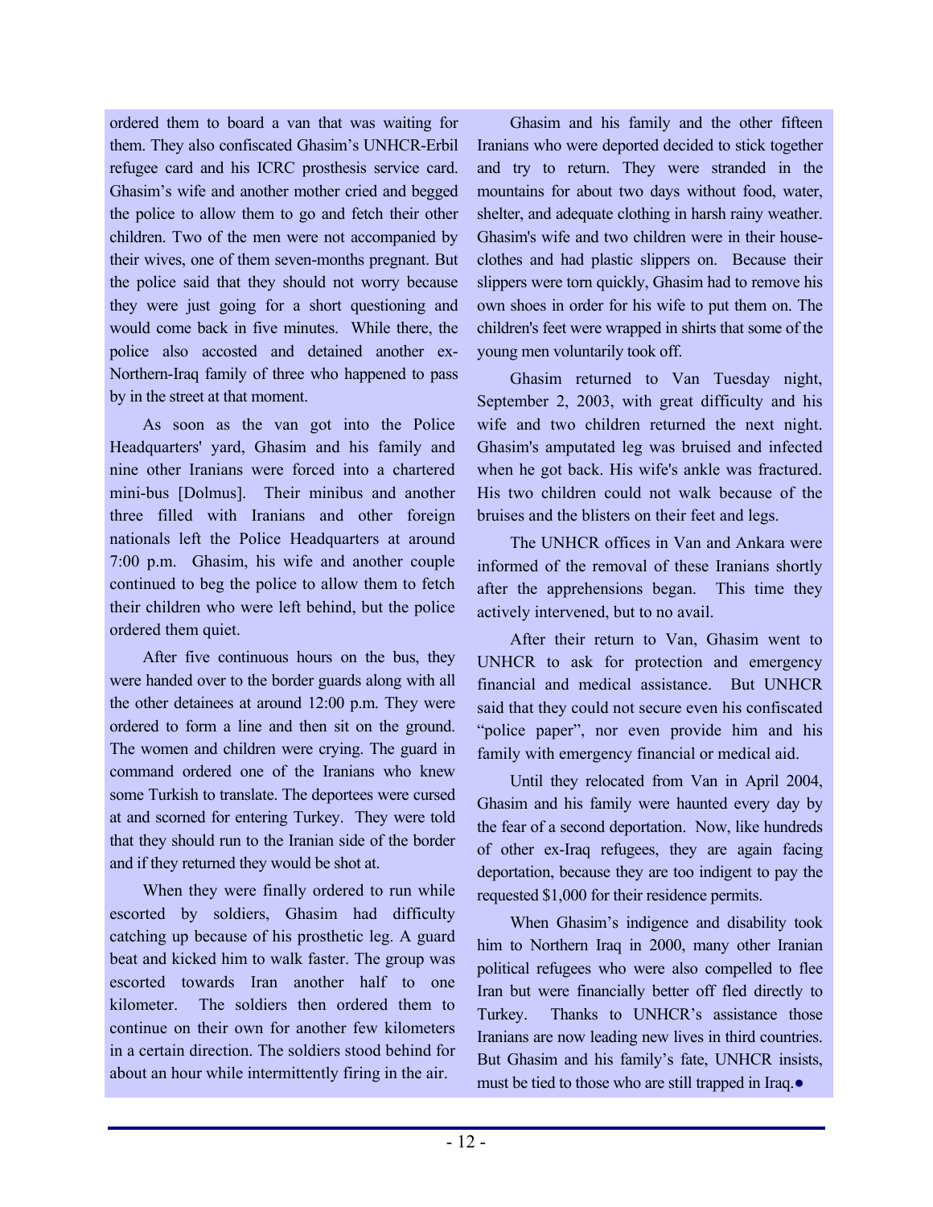ordered them to board a van that was waiting for them. They also confiscated Ghasim's UNHCR-Erbil refugee card and his ICRC prosthesis service card. Ghasim's wife and another mother cried and begged the police to allow them to go and fetch their other children. Two of the men were not accompanied by their wives, one of them seven-months pregnant. But the police said that they should not worry because they were just going for a short questioning and would come back in five minutes. While there, the police also accosted and detained another ex-Northern-Iraq family of three who happened to pass by in the street at that moment.

As soon as the van got into the Police Headquarters' yard, Ghasim and his family and nine other Iranians were forced into a chartered mini-bus [Dolmus]. Their minibus and another three filled with Iranians and other foreign nationals left the Police Headquarters at around 7:00 p.m. Ghasim, his wife and another couple continued to beg the police to allow them to fetch their children who were left behind, but the police ordered them quiet.

After five continuous hours on the bus, they were handed over to the border guards along with all the other detainees at around 12:00 p.m. They were ordered to form a line and then sit on the ground. The women and children were crying. The guard in command ordered one of the Iranians who knew some Turkish to translate. The deportees were cursed at and scorned for entering Turkey. They were told that they should run to the Iranian side of the border and if they returned they would be shot at.

When they were finally ordered to run while escorted by soldiers, Ghasim had difficulty catching up because of his prosthetic leg. A guard beat and kicked him to walk faster. The group was escorted towards Iran another half to one kilometer. The soldiers then ordered them to continue on their own for another few kilometers in a certain direction. The soldiers stood behind for about an hour while intermittently firing in the air.

Ghasim and his family and the other fifteen Iranians who were deported decided to stick together and try to return. They were stranded in the mountains for about two days without food, water, shelter, and adequate clothing in harsh rainy weather. Ghasim's wife and two children were in their house-clothes and had plastic slippers on. Because their slippers were torn quickly, Ghasim had to remove his own shoes in order for his wife to put them on. The children's feet were wrapped in shirts that some of the young men voluntarily took off.

Ghasim returned to Van Tuesday night, September 2, 2003, with great difficulty and his wife and two children returned the next night. Ghasim's amputated leg was bruised and infected when he got back. His wife's ankle was fractured. His two children could not walk because of the bruises and the blisters on their feet and legs.

The UNHCR offices in Van and Ankara were informed of the removal of these Iranians shortly after the apprehensions began. This time they actively intervened, but to no avail.

After their return to Van, Ghasim went to UNHCR to ask for protection and emergency financial and medical assistance. But UNHCR said that they could not secure even his confiscated "police paper", nor even provide him and his family with emergency financial or medical aid.

Until they relocated from Van in April 2004, Ghasim and his family were haunted every day by the fear of a second deportation. Now, like hundreds of other ex-Iraq refugees, they are again facing deportation, because they are too indigent to pay the requested $1,000 for their residence permits.

When Ghasim's indigence and disability took him to Northern Iraq in 2000, many other Iranian political refugees who were also compelled to flee Iran but were financially better off fled directly to Turkey. Thanks to UNHCR's assistance those Iranians are now leading new lives in third countries. But Ghasim and his family's fate, UNHCR insists, must be tied to those who are still trapped in Iraq.●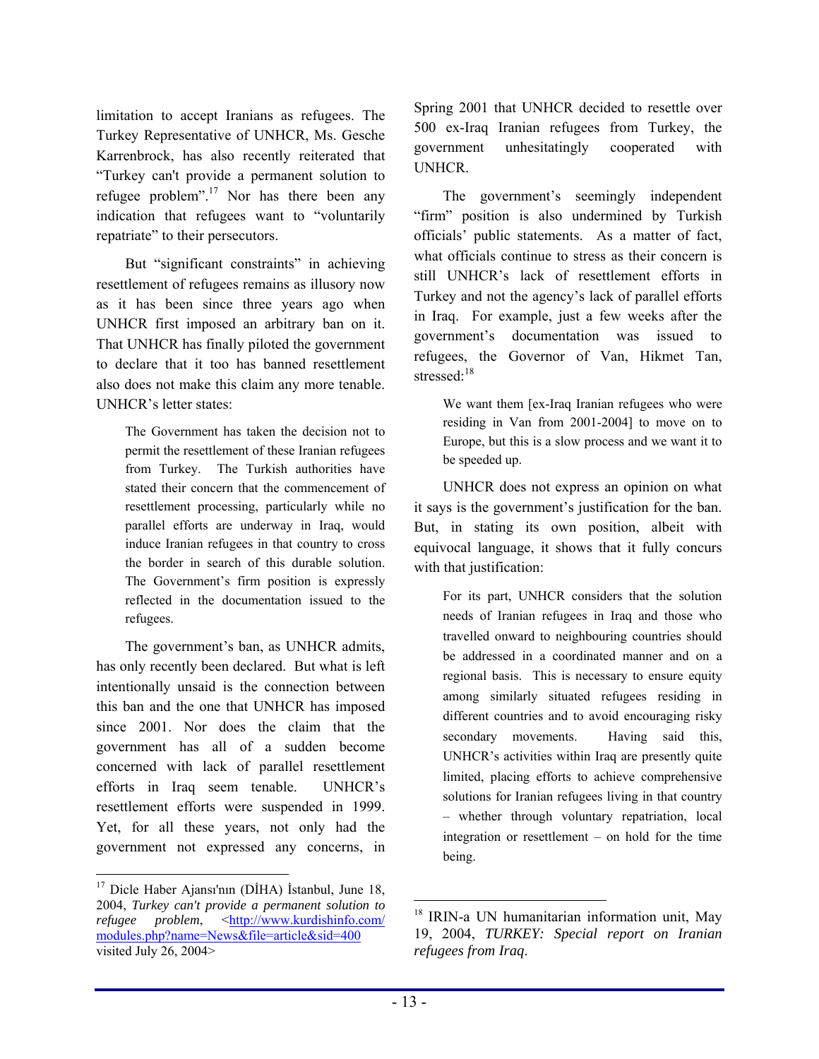limitation to accept Iranians as refugees. The Turkey Representative of UNHCR, Ms. Gesche Karrenbrock, has also recently reiterated that "Turkey can't provide a permanent solution to refugee problem".[17] Nor has there been any indication that refugees want to "voluntarily repatriate" to their persecutors.

But "significant constraints" in achieving resettlement of refugees remains as illusory now as it has been since three years ago when UNHCR first imposed an arbitrary ban on it. That UNHCR has finally piloted the government to declare that it too has banned resettlement also does not make this claim any more tenable. UNHCR's letter states:

> The Government has taken the decision not to permit the resettlement of these Iranian refugees from Turkey. The Turkish authorities have stated their concern that the commencement of resettlement processing, particularly while no parallel efforts are underway in Iraq, would induce Iranian refugees in that country to cross the border in search of this durable solution. The Government's firm position is expressly reflected in the documentation issued to the refugees.

The government's ban, as UNHCR admits, has only recently been declared. But what is left intentionally unsaid is the connection between this ban and the one that UNHCR has imposed since 2001. Nor does the claim that the government has all of a sudden become concerned with lack of parallel resettlement efforts in Iraq seem tenable. UNHCR's resettlement efforts were suspended in 1999. Yet, for all these years, not only had the government not expressed any concerns, in Spring 2001 that UNHCR decided to resettle over 500 ex-Iraq Iranian refugees from Turkey, the government unhesitatingly cooperated with UNHCR.

The government's seemingly independent "firm" position is also undermined by Turkish officials' public statements. As a matter of fact, what officials continue to stress as their concern is still UNHCR's lack of resettlement efforts in Turkey and not the agency's lack of parallel efforts in Iraq. For example, just a few weeks after the government's documentation was issued to refugees, the Governor of Van, Hikmet Tan, stressed:[18]

> We want them [ex-Iraq Iranian refugees who were residing in Van from 2001-2004] to move on to Europe, but this is a slow process and we want it to be speeded up.

UNHCR does not express an opinion on what it says is the government's justification for the ban. But, in stating its own position, albeit with equivocal language, it shows that it fully concurs with that justification:

> For its part, UNHCR considers that the solution needs of Iranian refugees in Iraq and those who travelled onward to neighbouring countries should be addressed in a coordinated manner and on a regional basis. This is necessary to ensure equity among similarly situated refugees residing in different countries and to avoid encouraging risky secondary movements. Having said this, UNHCR's activities within Iraq are presently quite limited, placing efforts to achieve comprehensive solutions for Iranian refugees living in that country – whether through voluntary repatriation, local integration or resettlement – on hold for the time being.

---

[17] Dicle Haber Ajansı'nın (DİHA) İstanbul, June 18, 2004, *Turkey can't provide a permanent solution to refugee problem*, <http://www.kurdishinfo.com/modules.php?name=News&file=article&sid=400 visited July 26, 2004>

[18] IRIN-a UN humanitarian information unit, May 19, 2004, *TURKEY: Special report on Iranian refugees from Iraq*.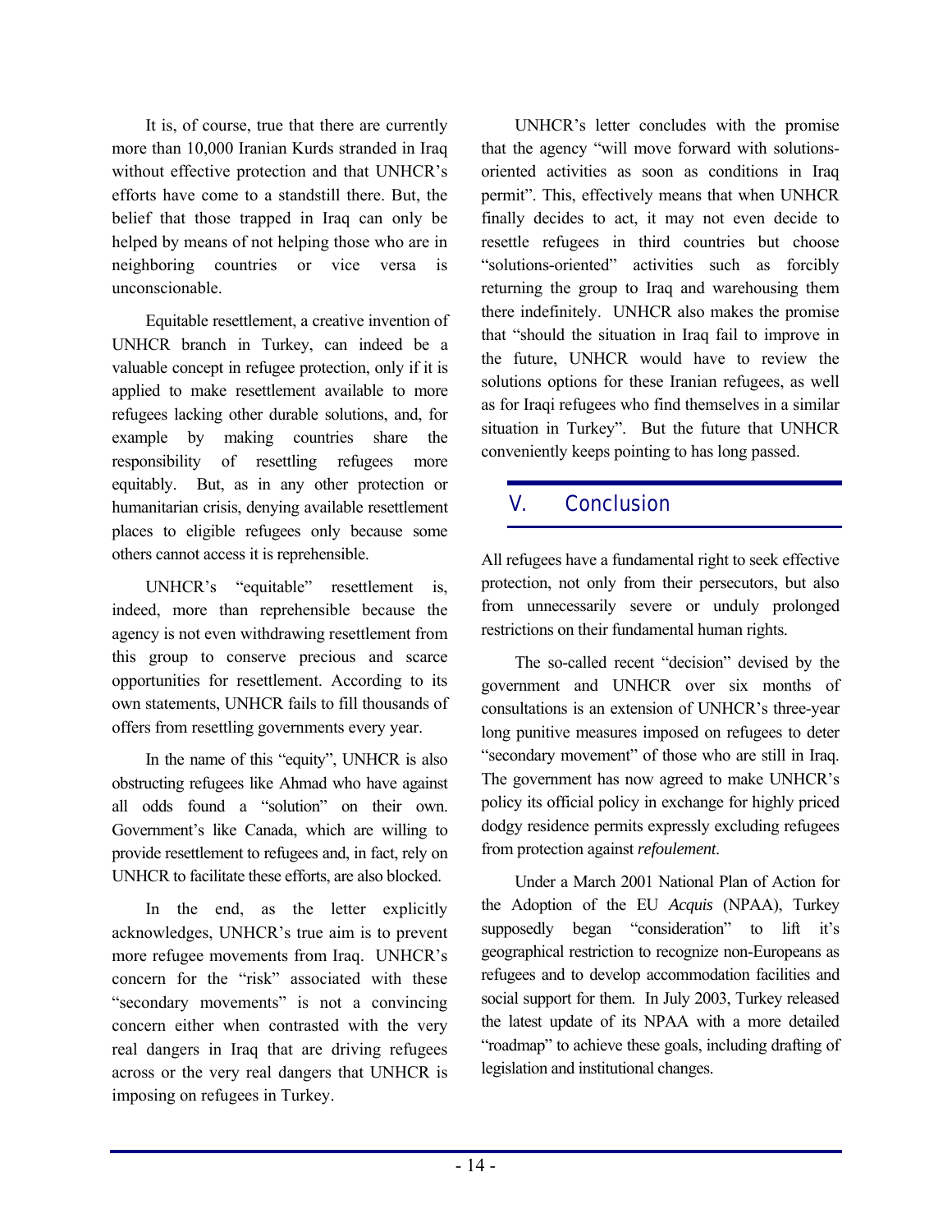It is, of course, true that there are currently more than 10,000 Iranian Kurds stranded in Iraq without effective protection and that UNHCR's efforts have come to a standstill there. But, the belief that those trapped in Iraq can only be helped by means of not helping those who are in neighboring countries or vice versa is unconscionable.

Equitable resettlement, a creative invention of UNHCR branch in Turkey, can indeed be a valuable concept in refugee protection, only if it is applied to make resettlement available to more refugees lacking other durable solutions, and, for example by making countries share the responsibility of resettling refugees more equitably. But, as in any other protection or humanitarian crisis, denying available resettlement places to eligible refugees only because some others cannot access it is reprehensible.

UNHCR's "equitable" resettlement is, indeed, more than reprehensible because the agency is not even withdrawing resettlement from this group to conserve precious and scarce opportunities for resettlement. According to its own statements, UNHCR fails to fill thousands of offers from resettling governments every year.

In the name of this "equity", UNHCR is also obstructing refugees like Ahmad who have against all odds found a "solution" on their own. Government's like Canada, which are willing to provide resettlement to refugees and, in fact, rely on UNHCR to facilitate these efforts, are also blocked.

In the end, as the letter explicitly acknowledges, UNHCR's true aim is to prevent more refugee movements from Iraq. UNHCR's concern for the "risk" associated with these "secondary movements" is not a convincing concern either when contrasted with the very real dangers in Iraq that are driving refugees across or the very real dangers that UNHCR is imposing on refugees in Turkey.

UNHCR's letter concludes with the promise that the agency "will move forward with solutions-oriented activities as soon as conditions in Iraq permit". This, effectively means that when UNHCR finally decides to act, it may not even decide to resettle refugees in third countries but choose "solutions-oriented" activities such as forcibly returning the group to Iraq and warehousing them there indefinitely. UNHCR also makes the promise that "should the situation in Iraq fail to improve in the future, UNHCR would have to review the solutions options for these Iranian refugees, as well as for Iraqi refugees who find themselves in a similar situation in Turkey". But the future that UNHCR conveniently keeps pointing to has long passed.

## V. Conclusion

All refugees have a fundamental right to seek effective protection, not only from their persecutors, but also from unnecessarily severe or unduly prolonged restrictions on their fundamental human rights.

The so-called recent "decision" devised by the government and UNHCR over six months of consultations is an extension of UNHCR's three-year long punitive measures imposed on refugees to deter "secondary movement" of those who are still in Iraq. The government has now agreed to make UNHCR's policy its official policy in exchange for highly priced dodgy residence permits expressly excluding refugees from protection against *refoulement*.

Under a March 2001 National Plan of Action for the Adoption of the EU *Acquis* (NPAA), Turkey supposedly began "consideration" to lift it's geographical restriction to recognize non-Europeans as refugees and to develop accommodation facilities and social support for them. In July 2003, Turkey released the latest update of its NPAA with a more detailed "roadmap" to achieve these goals, including drafting of legislation and institutional changes.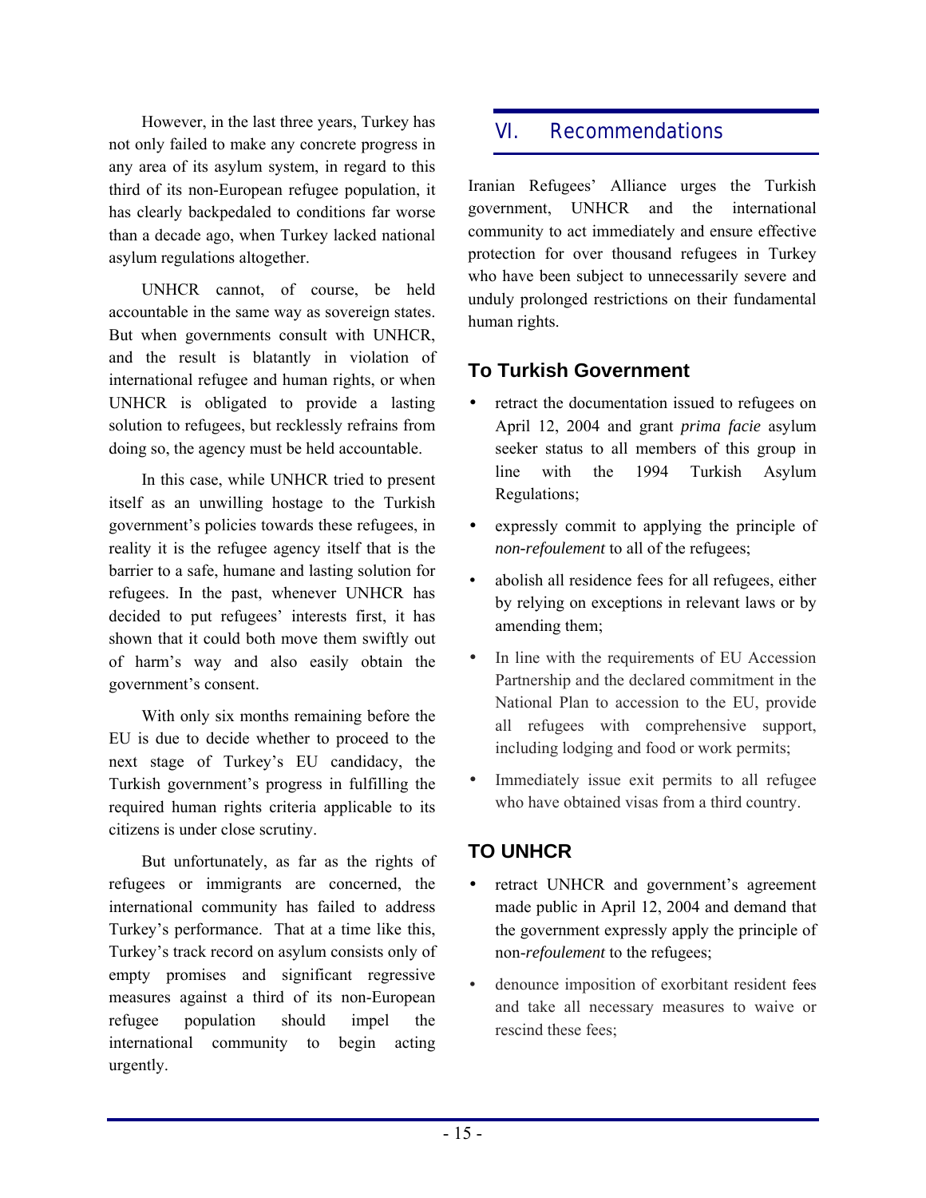However, in the last three years, Turkey has not only failed to make any concrete progress in any area of its asylum system, in regard to this third of its non-European refugee population, it has clearly backpedaled to conditions far worse than a decade ago, when Turkey lacked national asylum regulations altogether.

UNHCR cannot, of course, be held accountable in the same way as sovereign states. But when governments consult with UNHCR, and the result is blatantly in violation of international refugee and human rights, or when UNHCR is obligated to provide a lasting solution to refugees, but recklessly refrains from doing so, the agency must be held accountable.

In this case, while UNHCR tried to present itself as an unwilling hostage to the Turkish government's policies towards these refugees, in reality it is the refugee agency itself that is the barrier to a safe, humane and lasting solution for refugees. In the past, whenever UNHCR has decided to put refugees' interests first, it has shown that it could both move them swiftly out of harm's way and also easily obtain the government's consent.

With only six months remaining before the EU is due to decide whether to proceed to the next stage of Turkey's EU candidacy, the Turkish government's progress in fulfilling the required human rights criteria applicable to its citizens is under close scrutiny.

But unfortunately, as far as the rights of refugees or immigrants are concerned, the international community has failed to address Turkey's performance. That at a time like this, Turkey's track record on asylum consists only of empty promises and significant regressive measures against a third of its non-European refugee population should impel the international community to begin acting urgently.

# VI. Recommendations

Iranian Refugees' Alliance urges the Turkish government, UNHCR and the international community to act immediately and ensure effective protection for over thousand refugees in Turkey who have been subject to unnecessarily severe and unduly prolonged restrictions on their fundamental human rights.

## To Turkish Government

- retract the documentation issued to refugees on April 12, 2004 and grant *prima facie* asylum seeker status to all members of this group in line with the 1994 Turkish Asylum Regulations;
- expressly commit to applying the principle of *non-refoulement* to all of the refugees;
- abolish all residence fees for all refugees, either by relying on exceptions in relevant laws or by amending them;
- In line with the requirements of EU Accession Partnership and the declared commitment in the National Plan to accession to the EU, provide all refugees with comprehensive support, including lodging and food or work permits;
- Immediately issue exit permits to all refugee who have obtained visas from a third country.

## TO UNHCR

- retract UNHCR and government's agreement made public in April 12, 2004 and demand that the government expressly apply the principle of non-*refoulement* to the refugees;
- denounce imposition of exorbitant resident fees and take all necessary measures to waive or rescind these fees;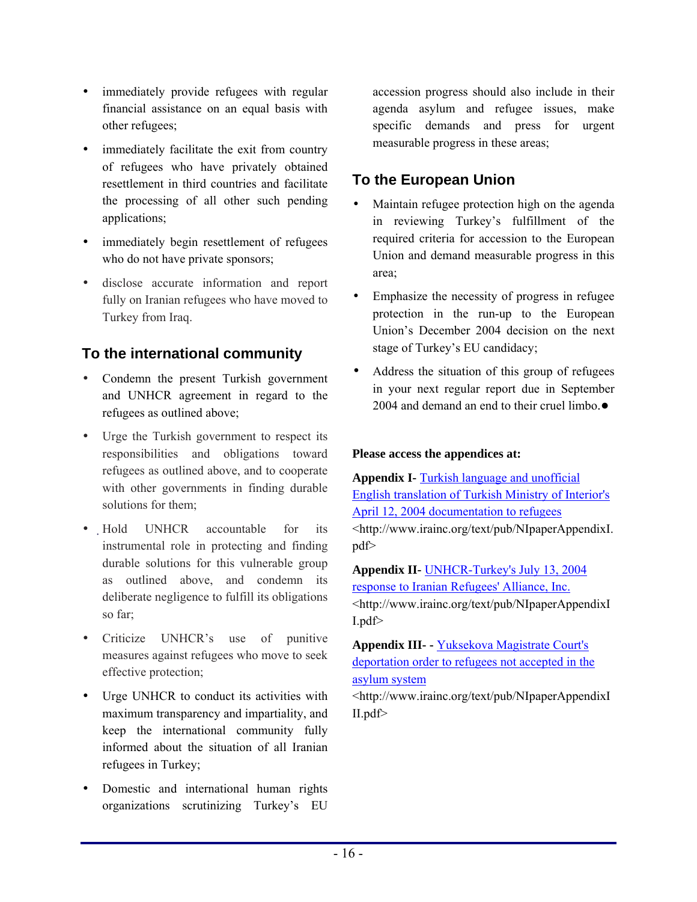- immediately provide refugees with regular financial assistance on an equal basis with other refugees;
- immediately facilitate the exit from country of refugees who have privately obtained resettlement in third countries and facilitate the processing of all other such pending applications;
- immediately begin resettlement of refugees who do not have private sponsors;
- disclose accurate information and report fully on Iranian refugees who have moved to Turkey from Iraq.

## To the international community

- Condemn the present Turkish government and UNHCR agreement in regard to the refugees as outlined above;
- Urge the Turkish government to respect its responsibilities and obligations toward refugees as outlined above, and to cooperate with other governments in finding durable solutions for them;
- Hold UNHCR accountable for its instrumental role in protecting and finding durable solutions for this vulnerable group as outlined above, and condemn its deliberate negligence to fulfill its obligations so far;
- Criticize UNHCR's use of punitive measures against refugees who move to seek effective protection;
- Urge UNHCR to conduct its activities with maximum transparency and impartiality, and keep the international community fully informed about the situation of all Iranian refugees in Turkey;
- Domestic and international human rights organizations scrutinizing Turkey's EU accession progress should also include in their agenda asylum and refugee issues, make specific demands and press for urgent measurable progress in these areas;

## To the European Union

- Maintain refugee protection high on the agenda in reviewing Turkey's fulfillment of the required criteria for accession to the European Union and demand measurable progress in this area;
- Emphasize the necessity of progress in refugee protection in the run-up to the European Union's December 2004 decision on the next stage of Turkey's EU candidacy;
- Address the situation of this group of refugees in your next regular report due in September 2004 and demand an end to their cruel limbo.●

**Please access the appendices at:**

**Appendix I-** Turkish language and unofficial English translation of Turkish Ministry of Interior's April 12, 2004 documentation to refugees <http://www.irainc.org/text/pub/NIpaperAppendixI.pdf>

**Appendix II-** UNHCR-Turkey's July 13, 2004 response to Iranian Refugees' Alliance, Inc. <http://www.irainc.org/text/pub/NIpaperAppendixII.pdf>

**Appendix III- -** Yuksekova Magistrate Court's deportation order to refugees not accepted in the asylum system <http://www.irainc.org/text/pub/NIpaperAppendixIII.pdf>